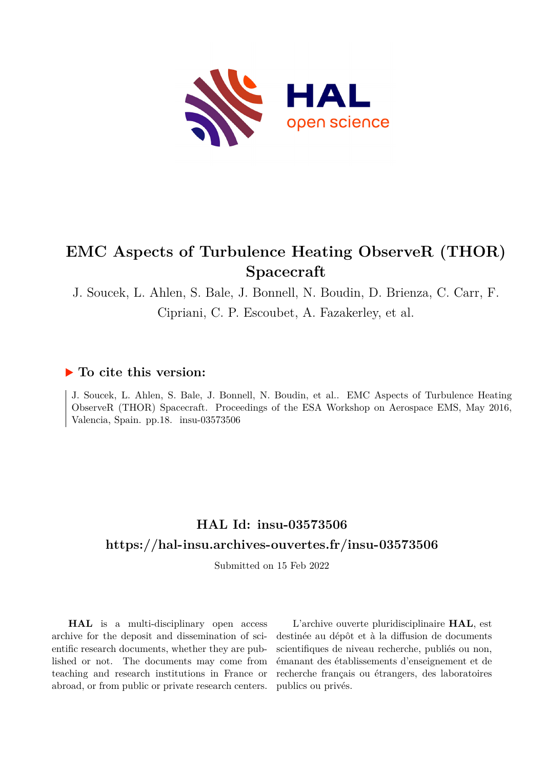# EMC Aspects of Turbulence Heating ObserveR (THOR) Spacecraft

J. Soucek, L. Ahlen, S. Bale, J. Bonnell, N. Boudin, D. Brienza, C. Carr, F. Cipriani, C. P. Escoubet, A. Fazakerley, et al.

## ▶ To cite this version:

J. Soucek, L. Ahlen, S. Bale, J. Bonnell, N. Boudin, et al.. EMC Aspects of Turbulence Heating ObserveR (THOR) Spacecraft. Proceedings of the ESA Workshop on Aerospace EMS, May 2016, Valencia, Spain. pp.18. insu-03573506

## HAL Id: insu-03573506

## https://hal-insu.archives-ouvertes.fr/insu-03573506

Submitted on 15 Feb 2022

**HAL** is a multi-disciplinary open access archive for the deposit and dissemination of scientific research documents, whether they are published or not. The documents may come from teaching and research institutions in France or abroad, or from public or private research centers.

L'archive ouverte pluridisciplinaire **HAL**, est destinée au dépôt et à la diffusion de documents scientifiques de niveau recherche, publiés ou non, émanant des établissements d'enseignement et de recherche français ou étrangers, des laboratoires publics ou privés.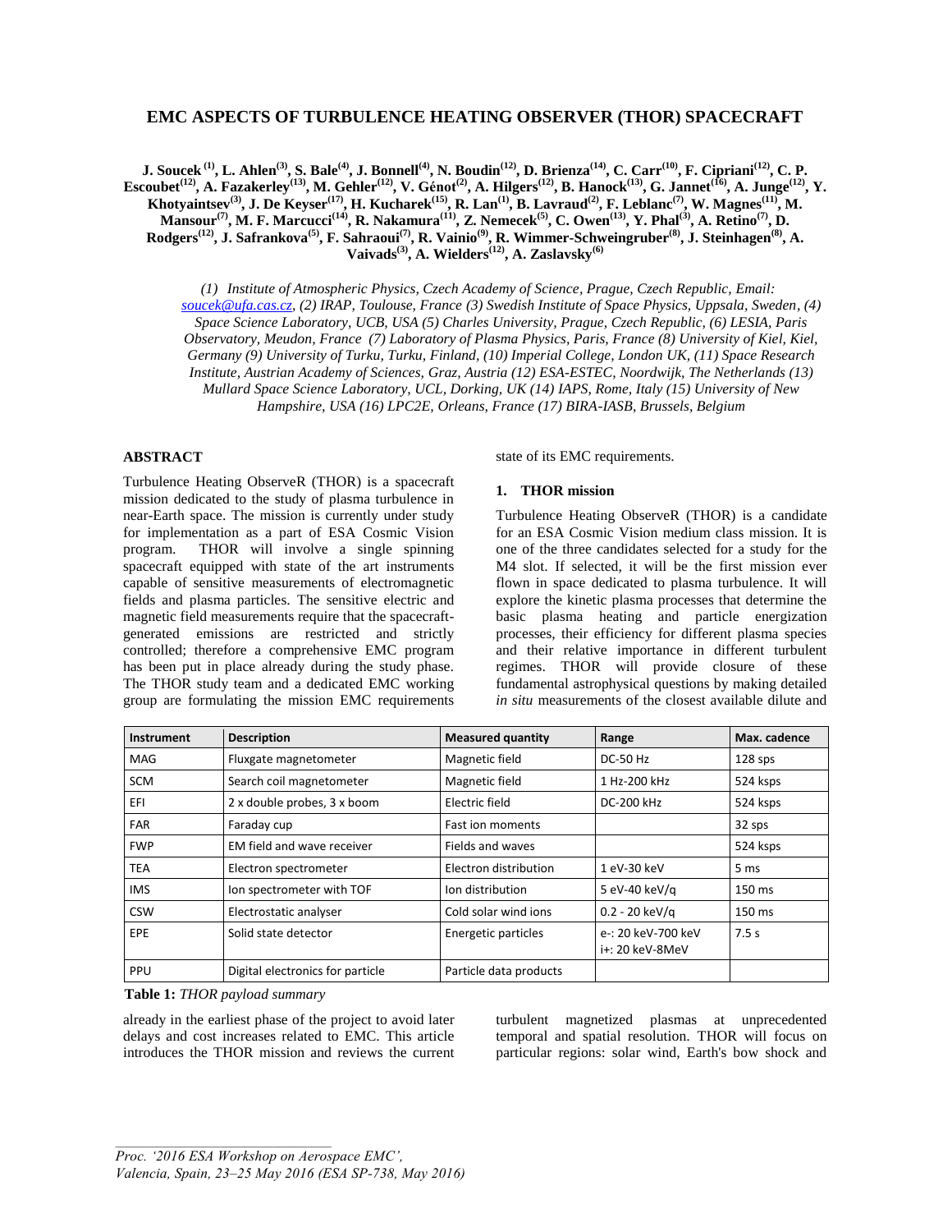# EMC ASPECTS OF TURBULENCE HEATING OBSERVER (THOR) SPACECRAFT

**J. Soucek [(1)], L. Ahlen[(3)], S. Bale[(4)], J. Bonnell[(4)], N. Boudin[(12)], D. Brienza[(14)], C. Carr[(10)], F. Cipriani[(12)], C. P. Escoubet[(12)], A. Fazakerley[(13)], M. Gehler[(12)], V. Génot[(2)], A. Hilgers[(12)], B. Hanock[(13)], G. Jannet[(16)], A. Junge[(12)], Y. Khotyaintsev[(3)], J. De Keyser[(17)], H. Kucharek[(15)], R. Lan[(1)], B. Lavraud[(2)], F. Leblanc[(7)], W. Magnes[(11)], M. Mansour[(7)], M. F. Marcucci[(14)], R. Nakamura[(11)], Z. Nemecek[(5)], C. Owen[(13)], Y. Phal[(3)], A. Retino[(7)], D. Rodgers[(12)], J. Safrankova[(5)], F. Sahraoui[(7)], R. Vainio[(9)], R. Wimmer-Schweingruber[(8)], J. Steinhagen[(8)], A. Vaivads[(3)], A. Wielders[(12)], A. Zaslavsky[(6)]**

*(1) Institute of Atmospheric Physics, Czech Academy of Science, Prague, Czech Republic, Email: soucek@ufa.cas.cz, (2) IRAP, Toulouse, France (3) Swedish Institute of Space Physics, Uppsala, Sweden, (4) Space Science Laboratory, UCB, USA (5) Charles University, Prague, Czech Republic, (6) LESIA, Paris Observatory, Meudon, France (7) Laboratory of Plasma Physics, Paris, France (8) University of Kiel, Kiel, Germany (9) University of Turku, Turku, Finland, (10) Imperial College, London UK, (11) Space Research Institute, Austrian Academy of Sciences, Graz, Austria (12) ESA-ESTEC, Noordwijk, The Netherlands (13) Mullard Space Science Laboratory, UCL, Dorking, UK (14) IAPS, Rome, Italy (15) University of New Hampshire, USA (16) LPC2E, Orleans, France (17) BIRA-IASB, Brussels, Belgium*

## ABSTRACT

Turbulence Heating ObserveR (THOR) is a spacecraft mission dedicated to the study of plasma turbulence in near-Earth space. The mission is currently under study for implementation as a part of ESA Cosmic Vision program. THOR will involve a single spinning spacecraft equipped with state of the art instruments capable of sensitive measurements of electromagnetic fields and plasma particles. The sensitive electric and magnetic field measurements require that the spacecraft-generated emissions are restricted and strictly controlled; therefore a comprehensive EMC program has been put in place already during the study phase. The THOR study team and a dedicated EMC working group are formulating the mission EMC requirements already in the earliest phase of the project to avoid later delays and cost increases related to EMC. This article introduces the THOR mission and reviews the current state of its EMC requirements.

## 1. THOR mission

Turbulence Heating ObserveR (THOR) is a candidate for an ESA Cosmic Vision medium class mission. It is one of the three candidates selected for a study for the M4 slot. If selected, it will be the first mission ever flown in space dedicated to plasma turbulence. It will explore the kinetic plasma processes that determine the basic plasma heating and particle energization processes, their efficiency for different plasma species and their relative importance in different turbulent regimes. THOR will provide closure of these fundamental astrophysical questions by making detailed *in situ* measurements of the closest available dilute and turbulent magnetized plasmas at unprecedented temporal and spatial resolution. THOR will focus on particular regions: solar wind, Earth's bow shock and

| Instrument | Description | Measured quantity | Range | Max. cadence |
|---|---|---|---|---|
| MAG | Fluxgate magnetometer | Magnetic field | DC-50 Hz | 128 sps |
| SCM | Search coil magnetometer | Magnetic field | 1 Hz-200 kHz | 524 ksps |
| EFI | 2 x double probes, 3 x boom | Electric field | DC-200 kHz | 524 ksps |
| FAR | Faraday cup | Fast ion moments | | 32 sps |
| FWP | EM field and wave receiver | Fields and waves | | 524 ksps |
| TEA | Electron spectrometer | Electron distribution | 1 eV-30 keV | 5 ms |
| IMS | Ion spectrometer with TOF | Ion distribution | 5 eV-40 keV/q | 150 ms |
| CSW | Electrostatic analyser | Cold solar wind ions | 0.2 - 20 keV/q | 150 ms |
| EPE | Solid state detector | Energetic particles | e-: 20 keV-700 keV i+: 20 keV-8MeV | 7.5 s |
| PPU | Digital electronics for particle | Particle data products | | |

**Table 1:** *THOR payload summary*

*Proc. '2016 ESA Workshop on Aerospace EMC', Valencia, Spain, 23–25 May 2016 (ESA SP-738, May 2016)*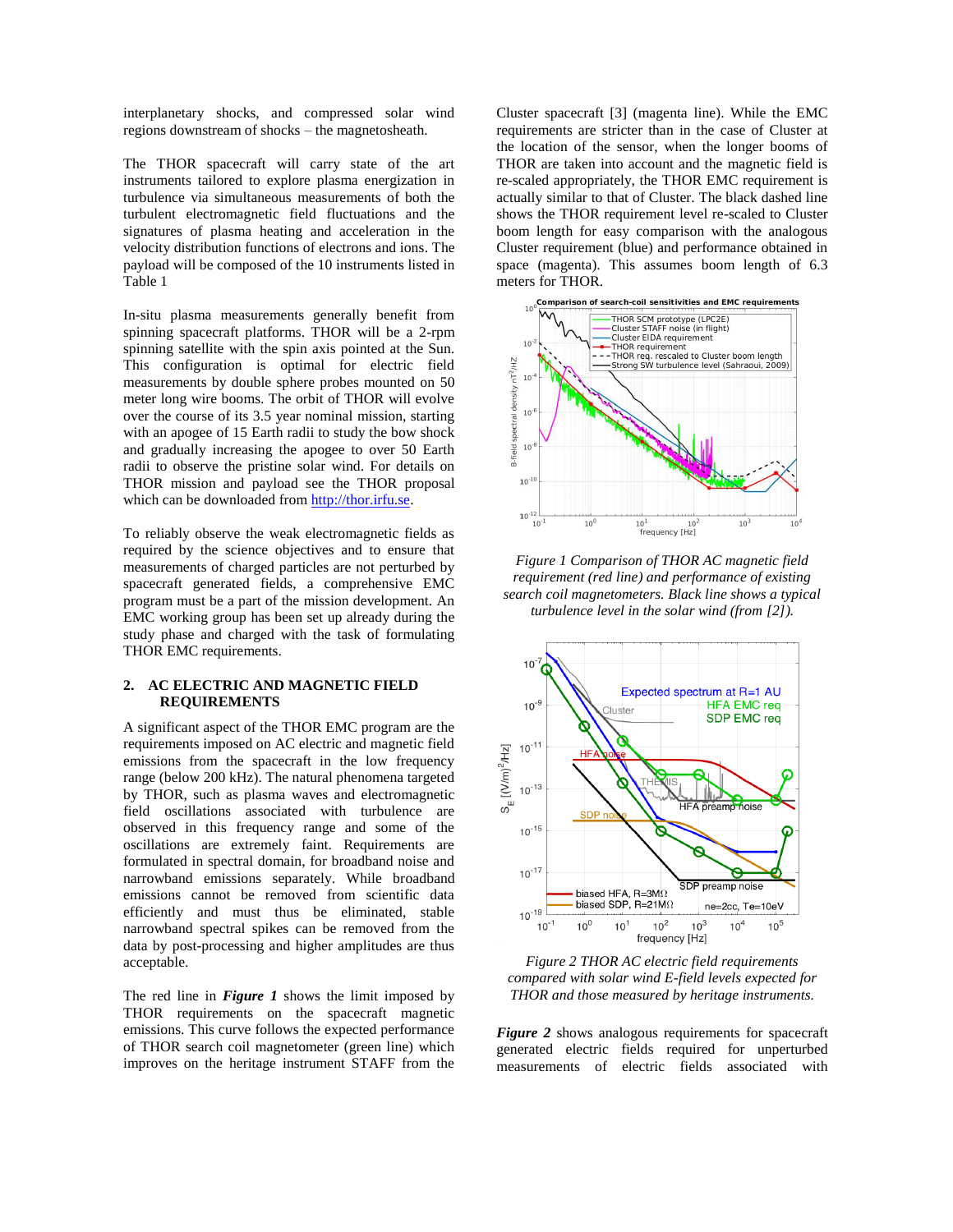interplanetary shocks, and compressed solar wind regions downstream of shocks – the magnetosheath.

The THOR spacecraft will carry state of the art instruments tailored to explore plasma energization in turbulence via simultaneous measurements of both the turbulent electromagnetic field fluctuations and the signatures of plasma heating and acceleration in the velocity distribution functions of electrons and ions. The payload will be composed of the 10 instruments listed in Table 1

In-situ plasma measurements generally benefit from spinning spacecraft platforms. THOR will be a 2-rpm spinning satellite with the spin axis pointed at the Sun. This configuration is optimal for electric field measurements by double sphere probes mounted on 50 meter long wire booms. The orbit of THOR will evolve over the course of its 3.5 year nominal mission, starting with an apogee of 15 Earth radii to study the bow shock and gradually increasing the apogee to over 50 Earth radii to observe the pristine solar wind. For details on THOR mission and payload see the THOR proposal which can be downloaded from http://thor.irfu.se.

To reliably observe the weak electromagnetic fields as required by the science objectives and to ensure that measurements of charged particles are not perturbed by spacecraft generated fields, a comprehensive EMC program must be a part of the mission development. An EMC working group has been set up already during the study phase and charged with the task of formulating THOR EMC requirements.

## 2. AC ELECTRIC AND MAGNETIC FIELD REQUIREMENTS

A significant aspect of the THOR EMC program are the requirements imposed on AC electric and magnetic field emissions from the spacecraft in the low frequency range (below 200 kHz). The natural phenomena targeted by THOR, such as plasma waves and electromagnetic field oscillations associated with turbulence are observed in this frequency range and some of the oscillations are extremely faint. Requirements are formulated in spectral domain, for broadband noise and narrowband emissions separately. While broadband emissions cannot be removed from scientific data efficiently and must thus be eliminated, stable narrowband spectral spikes can be removed from the data by post-processing and higher amplitudes are thus acceptable.

The red line in ***Figure 1*** shows the limit imposed by THOR requirements on the spacecraft magnetic emissions. This curve follows the expected performance of THOR search coil magnetometer (green line) which improves on the heritage instrument STAFF from the Cluster spacecraft [3] (magenta line). While the EMC requirements are stricter than in the case of Cluster at the location of the sensor, when the longer booms of THOR are taken into account and the magnetic field is re-scaled appropriately, the THOR EMC requirement is actually similar to that of Cluster. The black dashed line shows the THOR requirement level re-scaled to Cluster boom length for easy comparison with the analogous Cluster requirement (blue) and performance obtained in space (magenta). This assumes boom length of 6.3 meters for THOR.

Comparison of search-coil sensitivities and EMC requirements
THOR SCM prototype (LPC2E)
Cluster STAFF noise (in flight)
Cluster EIDA requirement
THOR requirement
THOR req. rescaled to Cluster boom length
Strong SW turbulence level (Sahraoui, 2009)
B-field spectral density nT$^2$/Hz
frequency [Hz]

*Figure 1 Comparison of THOR AC magnetic field requirement (red line) and performance of existing search coil magnetometers. Black line shows a typical turbulence level in the solar wind (from [2]).*

Expected spectrum at R=1 AU
HFA EMC req
SDP EMC req
Cluster
HFA noise
THEMIS
HFA preamp noise
SDP noise
SDP preamp noise
biased HFA, R=3MΩ
biased SDP, R=21MΩ
ne=2cc, Te=10eV
$S_E$ [(V/m)$^2$/Hz]
frequency [Hz]

*Figure 2 THOR AC electric field requirements compared with solar wind E-field levels expected for THOR and those measured by heritage instruments.*

***Figure 2*** shows analogous requirements for spacecraft generated electric fields required for unperturbed measurements of electric fields associated with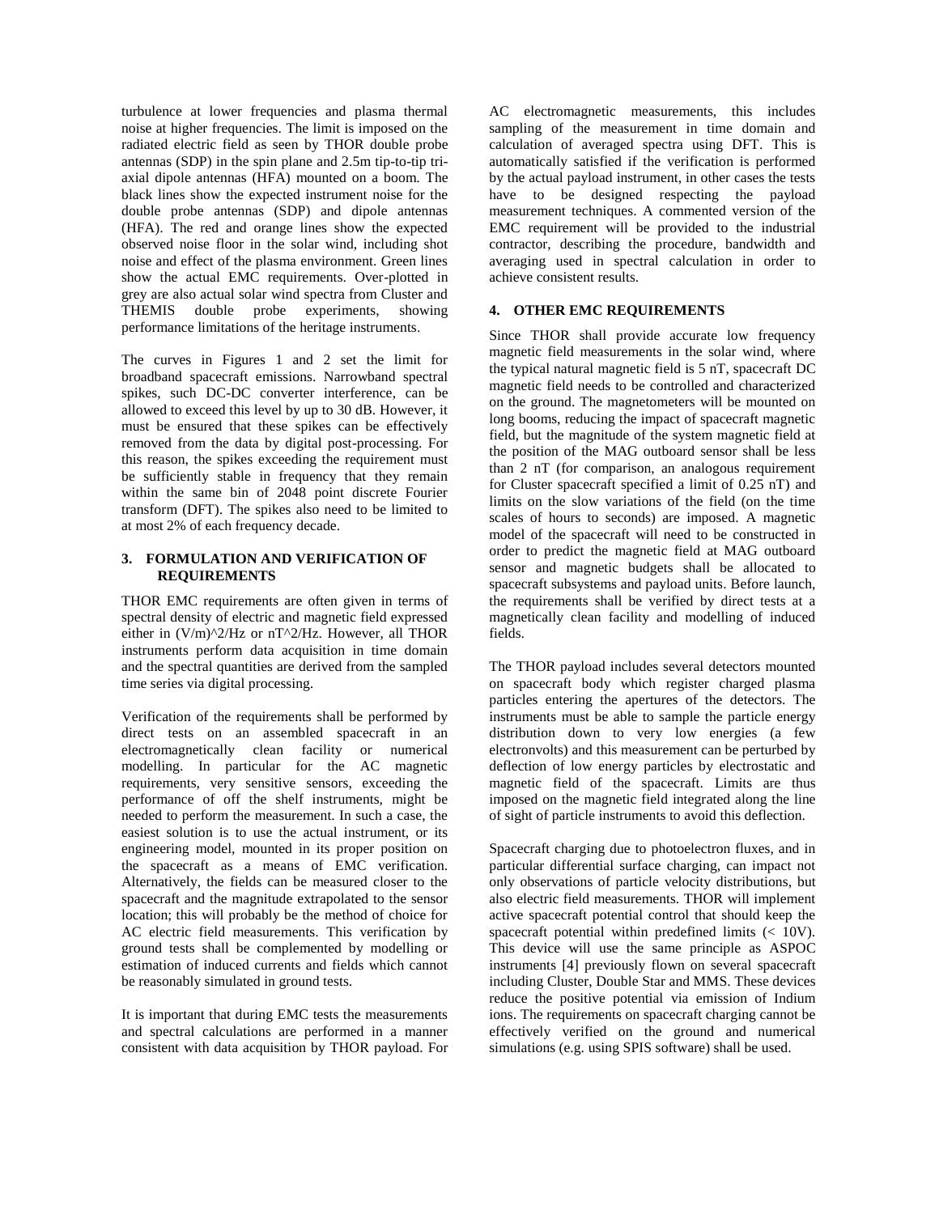turbulence at lower frequencies and plasma thermal noise at higher frequencies. The limit is imposed on the radiated electric field as seen by THOR double probe antennas (SDP) in the spin plane and 2.5m tip-to-tip tri-axial dipole antennas (HFA) mounted on a boom. The black lines show the expected instrument noise for the double probe antennas (SDP) and dipole antennas (HFA). The red and orange lines show the expected observed noise floor in the solar wind, including shot noise and effect of the plasma environment. Green lines show the actual EMC requirements. Over-plotted in grey are also actual solar wind spectra from Cluster and THEMIS double probe experiments, showing performance limitations of the heritage instruments.

The curves in Figures 1 and 2 set the limit for broadband spacecraft emissions. Narrowband spectral spikes, such DC-DC converter interference, can be allowed to exceed this level by up to 30 dB. However, it must be ensured that these spikes can be effectively removed from the data by digital post-processing. For this reason, the spikes exceeding the requirement must be sufficiently stable in frequency that they remain within the same bin of 2048 point discrete Fourier transform (DFT). The spikes also need to be limited to at most 2% of each frequency decade.

## 3. FORMULATION AND VERIFICATION OF REQUIREMENTS

THOR EMC requirements are often given in terms of spectral density of electric and magnetic field expressed either in $(V/m)^2/Hz$ or $nT^2/Hz$. However, all THOR instruments perform data acquisition in time domain and the spectral quantities are derived from the sampled time series via digital processing.

Verification of the requirements shall be performed by direct tests on an assembled spacecraft in an electromagnetically clean facility or numerical modelling. In particular for the AC magnetic requirements, very sensitive sensors, exceeding the performance of off the shelf instruments, might be needed to perform the measurement. In such a case, the easiest solution is to use the actual instrument, or its engineering model, mounted in its proper position on the spacecraft as a means of EMC verification. Alternatively, the fields can be measured closer to the spacecraft and the magnitude extrapolated to the sensor location; this will probably be the method of choice for AC electric field measurements. This verification by ground tests shall be complemented by modelling or estimation of induced currents and fields which cannot be reasonably simulated in ground tests.

It is important that during EMC tests the measurements and spectral calculations are performed in a manner consistent with data acquisition by THOR payload. For AC electromagnetic measurements, this includes sampling of the measurement in time domain and calculation of averaged spectra using DFT. This is automatically satisfied if the verification is performed by the actual payload instrument, in other cases the tests have to be designed respecting the payload measurement techniques. A commented version of the EMC requirement will be provided to the industrial contractor, describing the procedure, bandwidth and averaging used in spectral calculation in order to achieve consistent results.

## 4. OTHER EMC REQUIREMENTS

Since THOR shall provide accurate low frequency magnetic field measurements in the solar wind, where the typical natural magnetic field is 5 nT, spacecraft DC magnetic field needs to be controlled and characterized on the ground. The magnetometers will be mounted on long booms, reducing the impact of spacecraft magnetic field, but the magnitude of the system magnetic field at the position of the MAG outboard sensor shall be less than 2 nT (for comparison, an analogous requirement for Cluster spacecraft specified a limit of 0.25 nT) and limits on the slow variations of the field (on the time scales of hours to seconds) are imposed. A magnetic model of the spacecraft will need to be constructed in order to predict the magnetic field at MAG outboard sensor and magnetic budgets shall be allocated to spacecraft subsystems and payload units. Before launch, the requirements shall be verified by direct tests at a magnetically clean facility and modelling of induced fields.

The THOR payload includes several detectors mounted on spacecraft body which register charged plasma particles entering the apertures of the detectors. The instruments must be able to sample the particle energy distribution down to very low energies (a few electronvolts) and this measurement can be perturbed by deflection of low energy particles by electrostatic and magnetic field of the spacecraft. Limits are thus imposed on the magnetic field integrated along the line of sight of particle instruments to avoid this deflection.

Spacecraft charging due to photoelectron fluxes, and in particular differential surface charging, can impact not only observations of particle velocity distributions, but also electric field measurements. THOR will implement active spacecraft potential control that should keep the spacecraft potential within predefined limits (< 10V). This device will use the same principle as ASPOC instruments [4] previously flown on several spacecraft including Cluster, Double Star and MMS. These devices reduce the positive potential via emission of Indium ions. The requirements on spacecraft charging cannot be effectively verified on the ground and numerical simulations (e.g. using SPIS software) shall be used.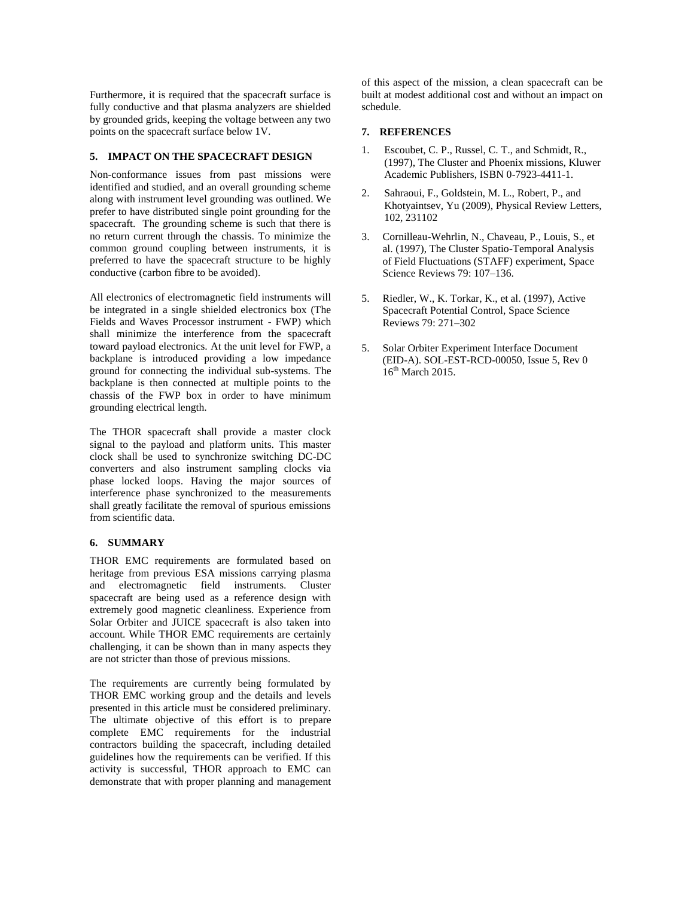Furthermore, it is required that the spacecraft surface is fully conductive and that plasma analyzers are shielded by grounded grids, keeping the voltage between any two points on the spacecraft surface below 1V.

## 5. IMPACT ON THE SPACECRAFT DESIGN

Non-conformance issues from past missions were identified and studied, and an overall grounding scheme along with instrument level grounding was outlined. We prefer to have distributed single point grounding for the spacecraft. The grounding scheme is such that there is no return current through the chassis. To minimize the common ground coupling between instruments, it is preferred to have the spacecraft structure to be highly conductive (carbon fibre to be avoided).

All electronics of electromagnetic field instruments will be integrated in a single shielded electronics box (The Fields and Waves Processor instrument - FWP) which shall minimize the interference from the spacecraft toward payload electronics. At the unit level for FWP, a backplane is introduced providing a low impedance ground for connecting the individual sub-systems. The backplane is then connected at multiple points to the chassis of the FWP box in order to have minimum grounding electrical length.

The THOR spacecraft shall provide a master clock signal to the payload and platform units. This master clock shall be used to synchronize switching DC-DC converters and also instrument sampling clocks via phase locked loops. Having the major sources of interference phase synchronized to the measurements shall greatly facilitate the removal of spurious emissions from scientific data.

## 6. SUMMARY

THOR EMC requirements are formulated based on heritage from previous ESA missions carrying plasma and electromagnetic field instruments. Cluster spacecraft are being used as a reference design with extremely good magnetic cleanliness. Experience from Solar Orbiter and JUICE spacecraft is also taken into account. While THOR EMC requirements are certainly challenging, it can be shown than in many aspects they are not stricter than those of previous missions.

The requirements are currently being formulated by THOR EMC working group and the details and levels presented in this article must be considered preliminary. The ultimate objective of this effort is to prepare complete EMC requirements for the industrial contractors building the spacecraft, including detailed guidelines how the requirements can be verified. If this activity is successful, THOR approach to EMC can demonstrate that with proper planning and management of this aspect of the mission, a clean spacecraft can be built at modest additional cost and without an impact on schedule.

## 7. REFERENCES

1. Escoubet, C. P., Russel, C. T., and Schmidt, R., (1997), The Cluster and Phoenix missions, Kluwer Academic Publishers, ISBN 0-7923-4411-1.

2. Sahraoui, F., Goldstein, M. L., Robert, P., and Khotyaintsev, Yu (2009), Physical Review Letters, 102, 231102

3. Cornilleau-Wehrlin, N., Chaveau, P., Louis, S., et al. (1997), The Cluster Spatio-Temporal Analysis of Field Fluctuations (STAFF) experiment, Space Science Reviews 79: 107–136.

5. Riedler, W., K. Torkar, K., et al. (1997), Active Spacecraft Potential Control, Space Science Reviews 79: 271–302

5. Solar Orbiter Experiment Interface Document (EID-A). SOL-EST-RCD-00050, Issue 5, Rev 0 16th March 2015.